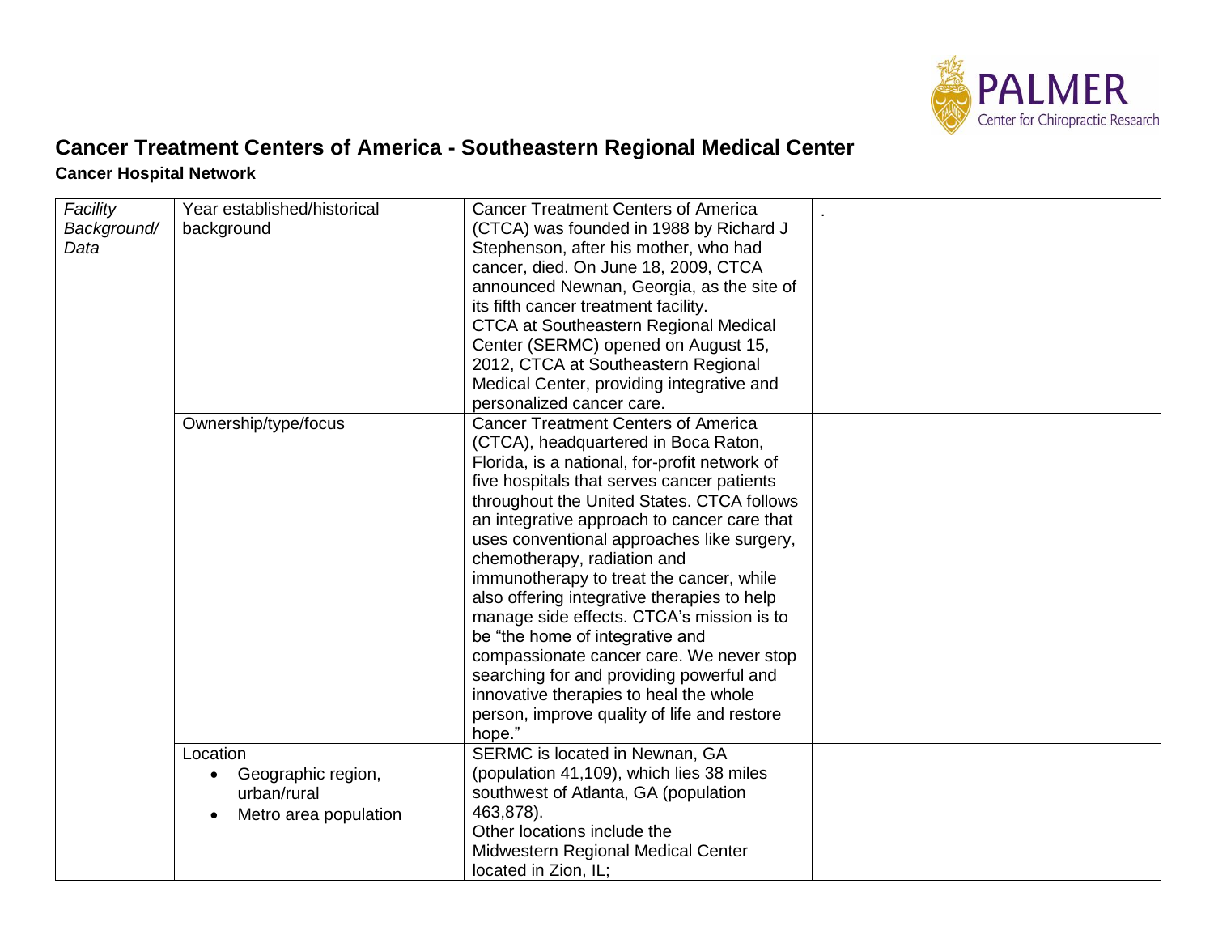# Cancer Treatment Centers of America - Southeastern Regional Medical Center

**Cancer Hospital Network**

| | | | |
|---|---|---|---|
| *Facility Background/ Data* | Year established/historical background | Cancer Treatment Centers of America (CTCA) was founded in 1988 by Richard J Stephenson, after his mother, who had cancer, died. On June 18, 2009, CTCA announced Newnan, Georgia, as the site of its fifth cancer treatment facility. CTCA at Southeastern Regional Medical Center (SERMC) opened on August 15, 2012, CTCA at Southeastern Regional Medical Center, providing integrative and personalized cancer care. | . |
| | Ownership/type/focus | Cancer Treatment Centers of America (CTCA), headquartered in Boca Raton, Florida, is a national, for-profit network of five hospitals that serves cancer patients throughout the United States. CTCA follows an integrative approach to cancer care that uses conventional approaches like surgery, chemotherapy, radiation and immunotherapy to treat the cancer, while also offering integrative therapies to help manage side effects. CTCA's mission is to be "the home of integrative and compassionate cancer care. We never stop searching for and providing powerful and innovative therapies to heal the whole person, improve quality of life and restore hope." | |
| | Location<br>• Geographic region, urban/rural<br>• Metro area population | SERMC is located in Newnan, GA (population 41,109), which lies 38 miles southwest of Atlanta, GA (population 463,878).<br>Other locations include the Midwestern Regional Medical Center located in Zion, IL; | |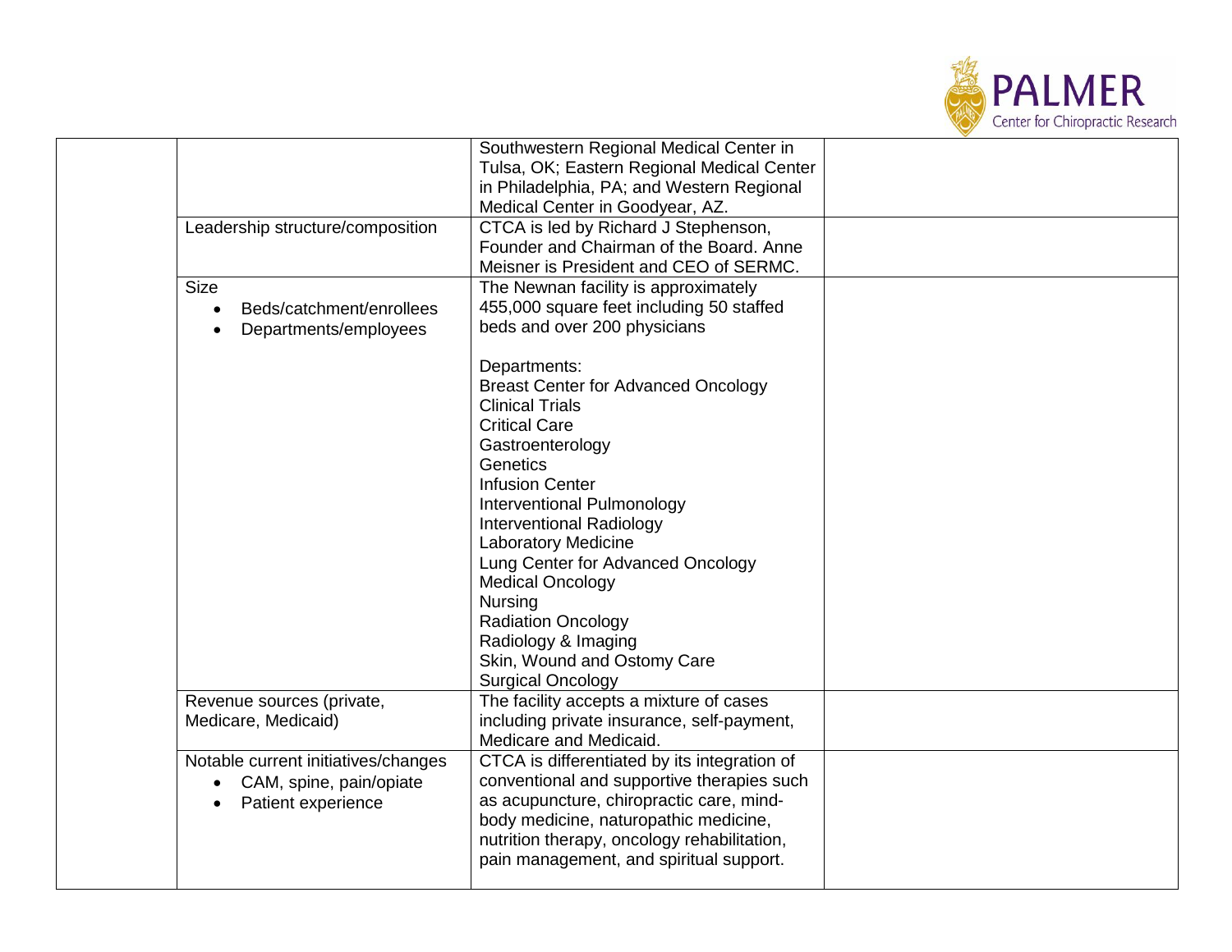| | | | |
|---|---|---|---|
| | | Southwestern Regional Medical Center in Tulsa, OK; Eastern Regional Medical Center in Philadelphia, PA; and Western Regional Medical Center in Goodyear, AZ. | |
| | Leadership structure/composition | CTCA is led by Richard J Stephenson, Founder and Chairman of the Board. Anne Meisner is President and CEO of SERMC. | |
| | Size<br>• Beds/catchment/enrollees<br>• Departments/employees | The Newnan facility is approximately 455,000 square feet including 50 staffed beds and over 200 physicians<br><br>Departments:<br>Breast Center for Advanced Oncology<br>Clinical Trials<br>Critical Care<br>Gastroenterology<br>Genetics<br>Infusion Center<br>Interventional Pulmonology<br>Interventional Radiology<br>Laboratory Medicine<br>Lung Center for Advanced Oncology<br>Medical Oncology<br>Nursing<br>Radiation Oncology<br>Radiology & Imaging<br>Skin, Wound and Ostomy Care<br>Surgical Oncology | |
| | Revenue sources (private, Medicare, Medicaid) | The facility accepts a mixture of cases including private insurance, self-payment, Medicare and Medicaid. | |
| | Notable current initiatives/changes<br>• CAM, spine, pain/opiate<br>• Patient experience | CTCA is differentiated by its integration of conventional and supportive therapies such as acupuncture, chiropractic care, mind-body medicine, naturopathic medicine, nutrition therapy, oncology rehabilitation, pain management, and spiritual support. | |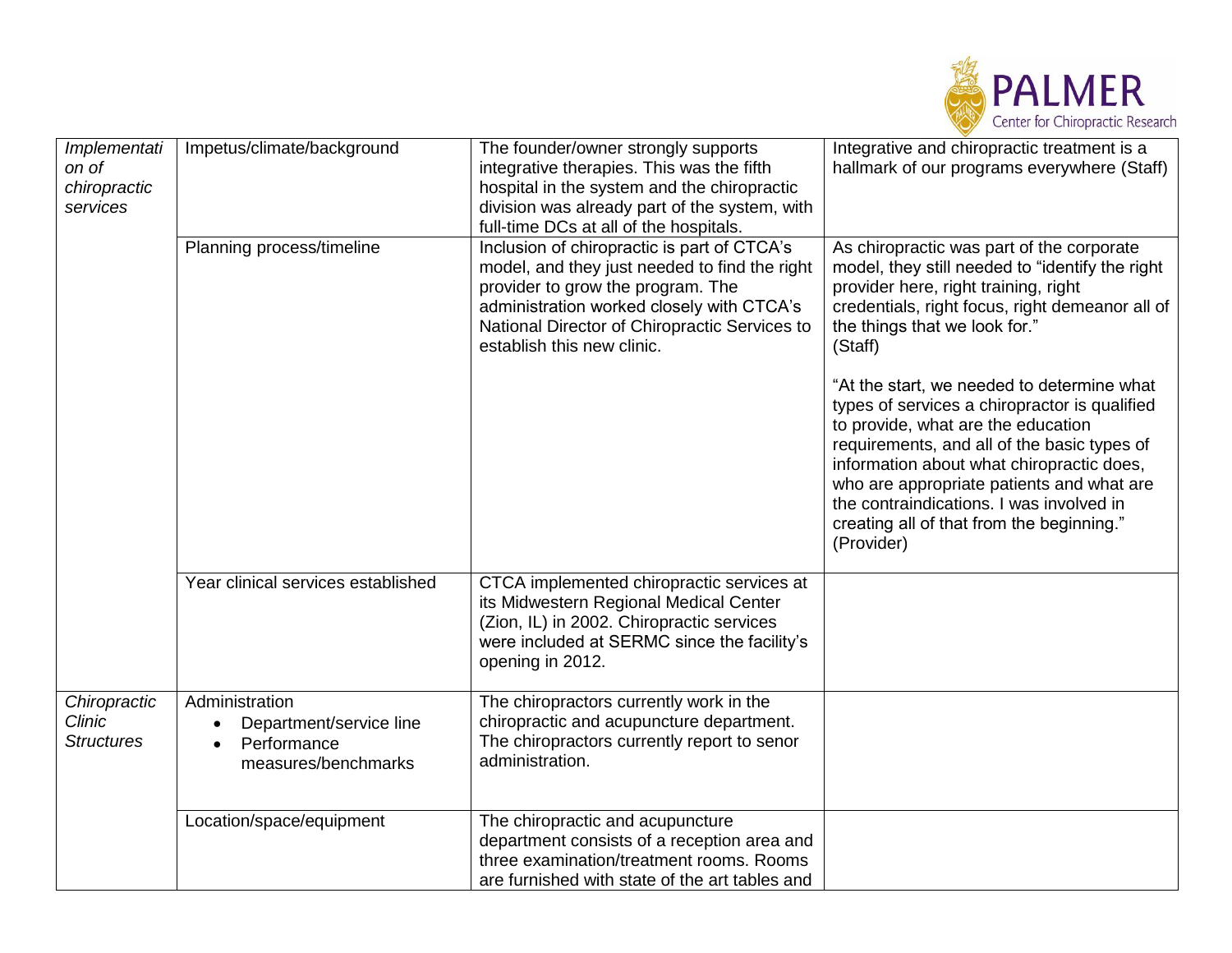| | | | |
|---|---|---|---|
| *Implementation of chiropractic services* | Impetus/climate/background | The founder/owner strongly supports integrative therapies. This was the fifth hospital in the system and the chiropractic division was already part of the system, with full-time DCs at all of the hospitals. | Integrative and chiropractic treatment is a hallmark of our programs everywhere (Staff) |
| | Planning process/timeline | Inclusion of chiropractic is part of CTCA's model, and they just needed to find the right provider to grow the program. The administration worked closely with CTCA's National Director of Chiropractic Services to establish this new clinic. | As chiropractic was part of the corporate model, they still needed to "identify the right provider here, right training, right credentials, right focus, right demeanor all of the things that we look for." (Staff)<br><br>"At the start, we needed to determine what types of services a chiropractor is qualified to provide, what are the education requirements, and all of the basic types of information about what chiropractic does, who are appropriate patients and what are the contraindications. I was involved in creating all of that from the beginning." (Provider) |
| | Year clinical services established | CTCA implemented chiropractic services at its Midwestern Regional Medical Center (Zion, IL) in 2002. Chiropractic services were included at SERMC since the facility's opening in 2012. | |
| *Chiropractic Clinic Structures* | Administration<br>• Department/service line<br>• Performance measures/benchmarks | The chiropractors currently work in the chiropractic and acupuncture department. The chiropractors currently report to senor administration. | |
| | Location/space/equipment | The chiropractic and acupuncture department consists of a reception area and three examination/treatment rooms. Rooms are furnished with state of the art tables and | |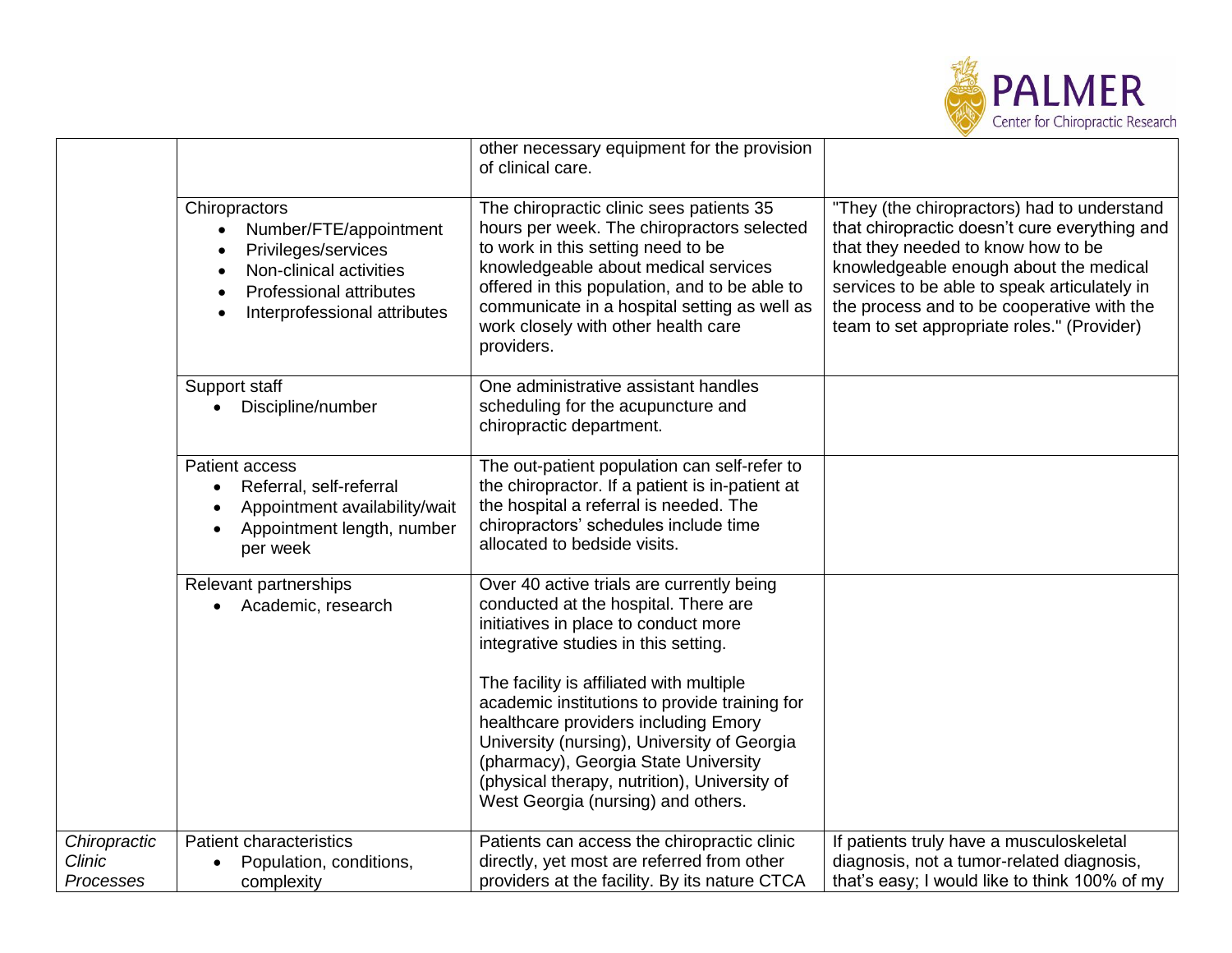| | | | |
|---|---|---|---|
| | | other necessary equipment for the provision of clinical care. | |
| | Chiropractors<br>• Number/FTE/appointment<br>• Privileges/services<br>• Non-clinical activities<br>• Professional attributes<br>• Interprofessional attributes | The chiropractic clinic sees patients 35 hours per week. The chiropractors selected to work in this setting need to be knowledgeable about medical services offered in this population, and to be able to communicate in a hospital setting as well as work closely with other health care providers. | "They (the chiropractors) had to understand that chiropractic doesn't cure everything and that they needed to know how to be knowledgeable enough about the medical services to be able to speak articulately in the process and to be cooperative with the team to set appropriate roles." (Provider) |
| | Support staff<br>• Discipline/number | One administrative assistant handles scheduling for the acupuncture and chiropractic department. | |
| | Patient access<br>• Referral, self-referral<br>• Appointment availability/wait<br>• Appointment length, number per week | The out-patient population can self-refer to the chiropractor. If a patient is in-patient at the hospital a referral is needed. The chiropractors' schedules include time allocated to bedside visits. | |
| | Relevant partnerships<br>• Academic, research | Over 40 active trials are currently being conducted at the hospital. There are initiatives in place to conduct more integrative studies in this setting.<br><br>The facility is affiliated with multiple academic institutions to provide training for healthcare providers including Emory University (nursing), University of Georgia (pharmacy), Georgia State University (physical therapy, nutrition), University of West Georgia (nursing) and others. | |
| *Chiropractic Clinic Processes* | Patient characteristics<br>• Population, conditions, complexity | Patients can access the chiropractic clinic directly, yet most are referred from other providers at the facility. By its nature CTCA | If patients truly have a musculoskeletal diagnosis, not a tumor-related diagnosis, that's easy; I would like to think 100% of my |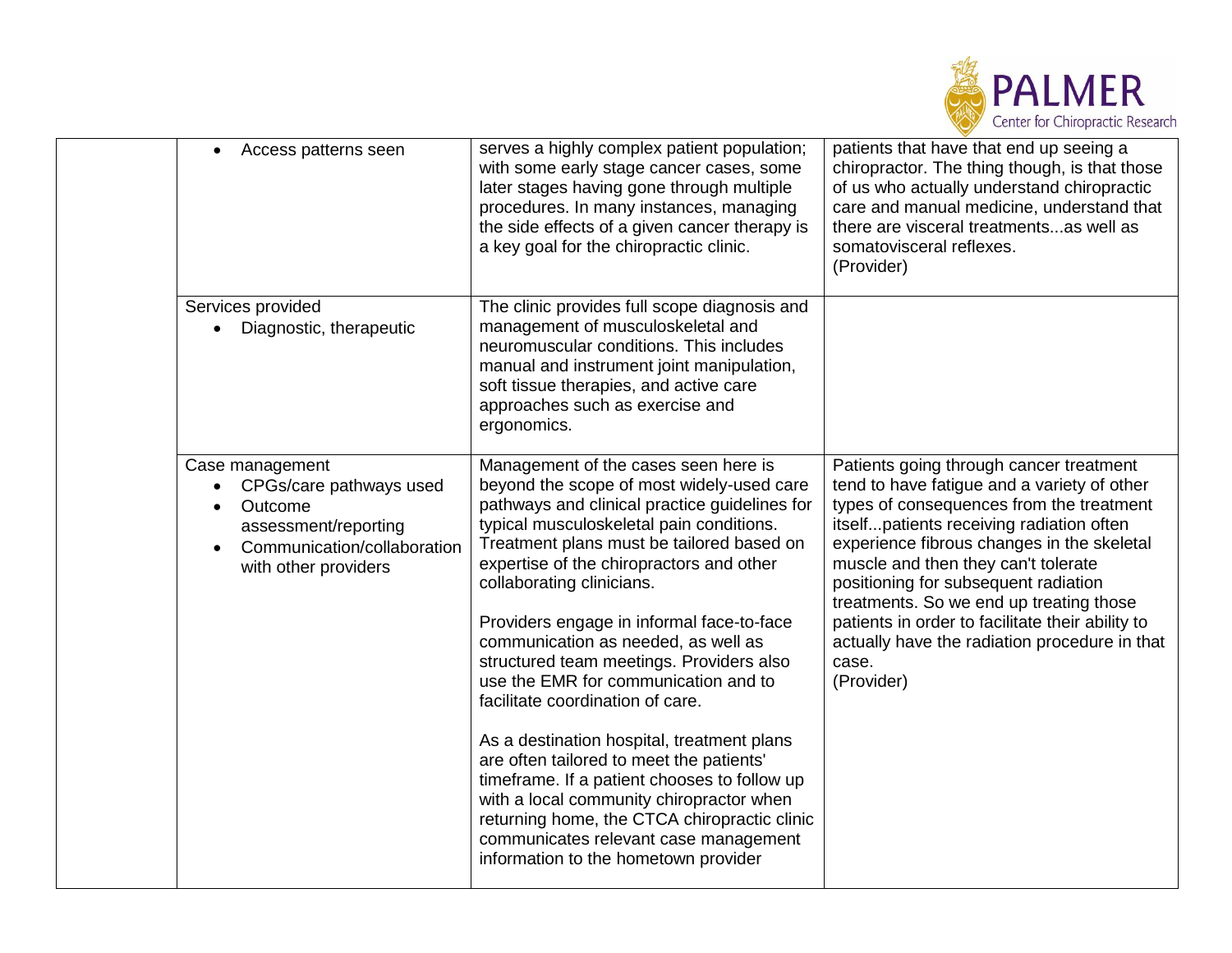| | | | |
|---|---|---|---|
| | • Access patterns seen | serves a highly complex patient population; with some early stage cancer cases, some later stages having gone through multiple procedures. In many instances, managing the side effects of a given cancer therapy is a key goal for the chiropractic clinic. | patients that have that end up seeing a chiropractor. The thing though, is that those of us who actually understand chiropractic care and manual medicine, understand that there are visceral treatments...as well as somatovisceral reflexes.<br>(Provider) |
| | Services provided<br>• Diagnostic, therapeutic | The clinic provides full scope diagnosis and management of musculoskeletal and neuromuscular conditions. This includes manual and instrument joint manipulation, soft tissue therapies, and active care approaches such as exercise and ergonomics. | |
| | Case management<br>• CPGs/care pathways used<br>• Outcome assessment/reporting<br>• Communication/collaboration with other providers | Management of the cases seen here is beyond the scope of most widely-used care pathways and clinical practice guidelines for typical musculoskeletal pain conditions. Treatment plans must be tailored based on expertise of the chiropractors and other collaborating clinicians.<br><br>Providers engage in informal face-to-face communication as needed, as well as structured team meetings. Providers also use the EMR for communication and to facilitate coordination of care.<br><br>As a destination hospital, treatment plans are often tailored to meet the patients' timeframe. If a patient chooses to follow up with a local community chiropractor when returning home, the CTCA chiropractic clinic communicates relevant case management information to the hometown provider | Patients going through cancer treatment tend to have fatigue and a variety of other types of consequences from the treatment itself...patients receiving radiation often experience fibrous changes in the skeletal muscle and then they can't tolerate positioning for subsequent radiation treatments. So we end up treating those patients in order to facilitate their ability to actually have the radiation procedure in that case.<br>(Provider) |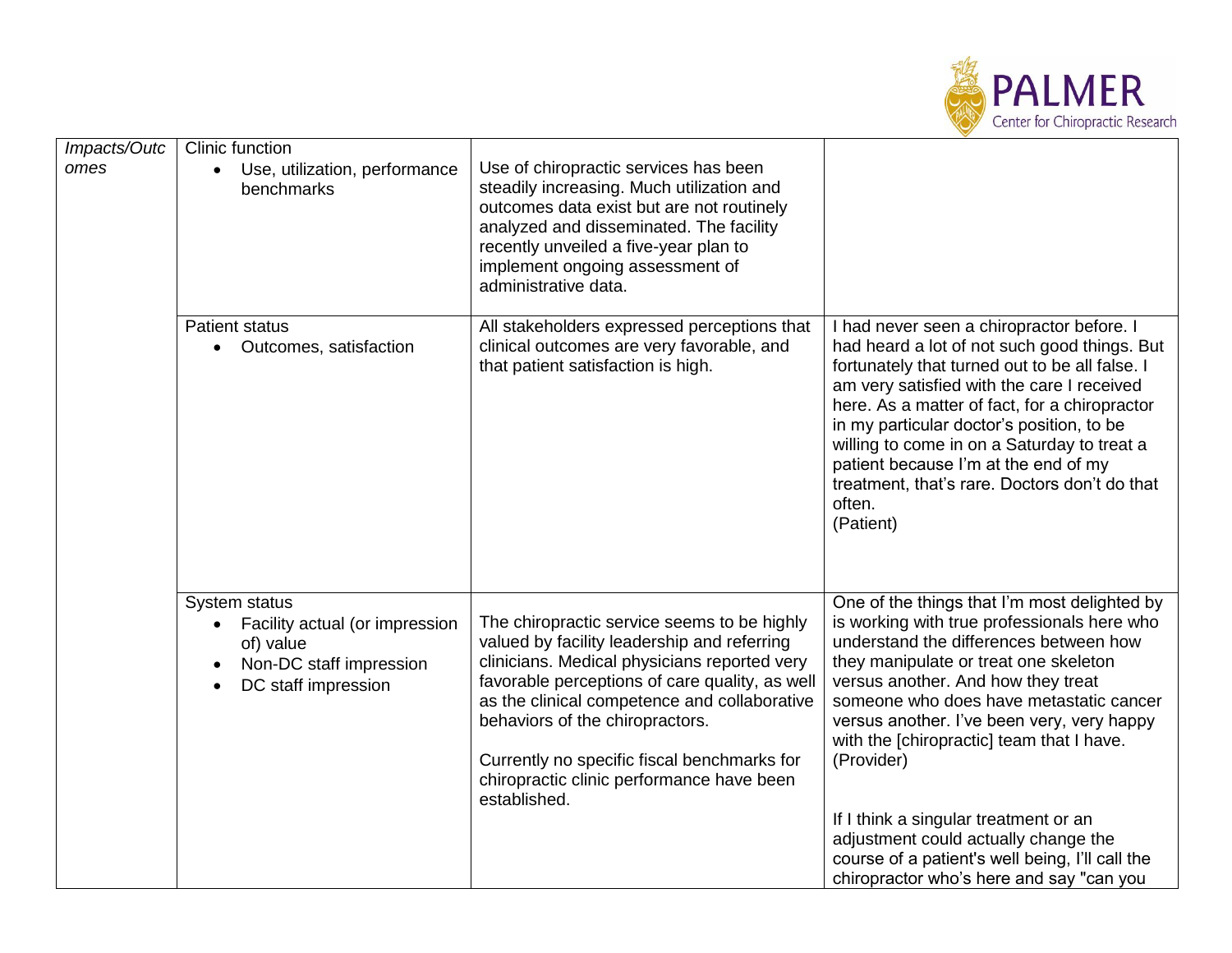| *Impacts/Outcomes* | Clinic function<br>• Use, utilization, performance benchmarks | Use of chiropractic services has been steadily increasing. Much utilization and outcomes data exist but are not routinely analyzed and disseminated. The facility recently unveiled a five-year plan to implement ongoing assessment of administrative data. | |
|---|---|---|---|
| | Patient status<br>• Outcomes, satisfaction | All stakeholders expressed perceptions that clinical outcomes are very favorable, and that patient satisfaction is high. | I had never seen a chiropractor before. I had heard a lot of not such good things. But fortunately that turned out to be all false. I am very satisfied with the care I received here. As a matter of fact, for a chiropractor in my particular doctor's position, to be willing to come in on a Saturday to treat a patient because I'm at the end of my treatment, that's rare. Doctors don't do that often.<br>(Patient) |
| | System status<br>• Facility actual (or impression of) value<br>• Non-DC staff impression<br>• DC staff impression | The chiropractic service seems to be highly valued by facility leadership and referring clinicians. Medical physicians reported very favorable perceptions of care quality, as well as the clinical competence and collaborative behaviors of the chiropractors.<br><br>Currently no specific fiscal benchmarks for chiropractic clinic performance have been established. | One of the things that I'm most delighted by is working with true professionals here who understand the differences between how they manipulate or treat one skeleton versus another. And how they treat someone who does have metastatic cancer versus another. I've been very, very happy with the [chiropractic] team that I have.<br>(Provider)<br><br>If I think a singular treatment or an adjustment could actually change the course of a patient's well being, I'll call the chiropractor who's here and say "can you |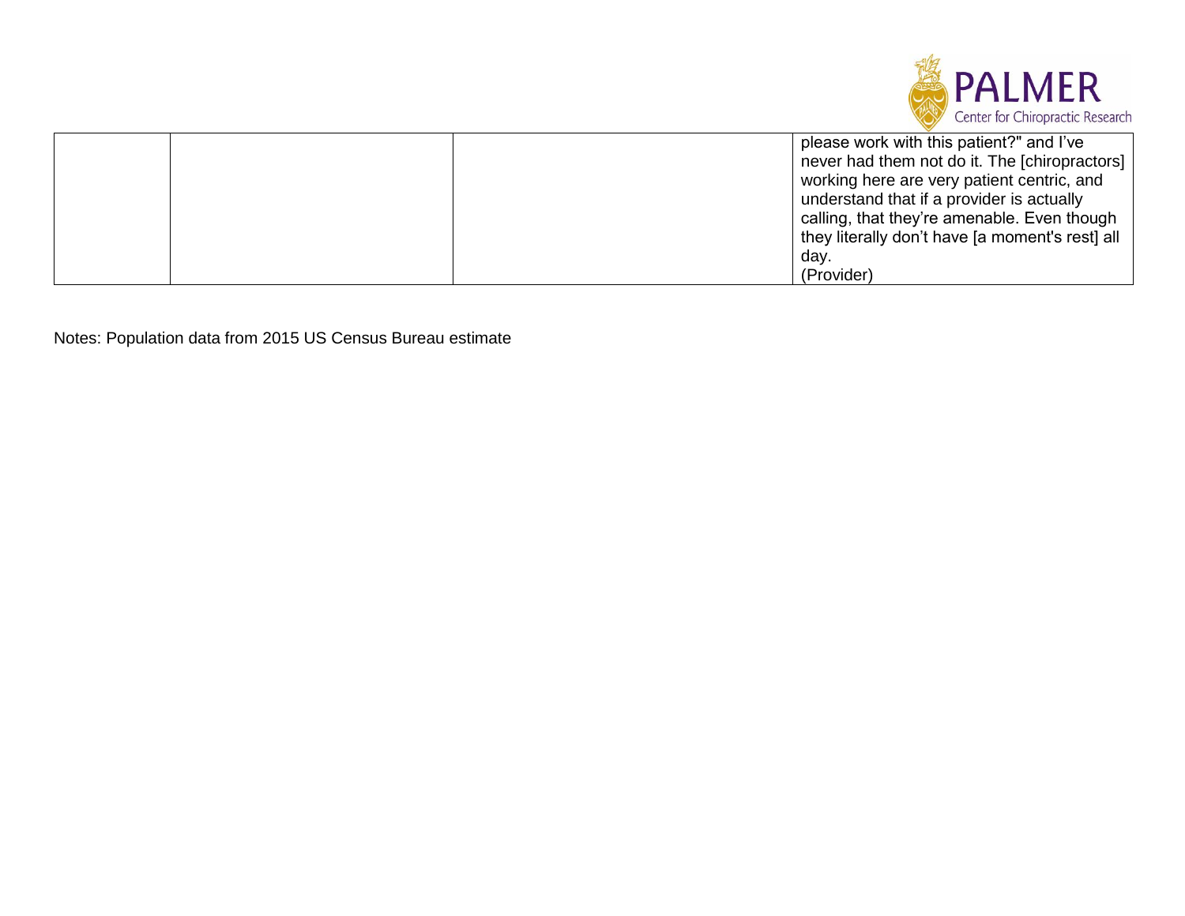| | | | |
|---|---|---|---|
| | | | please work with this patient?" and I've never had them not do it. The [chiropractors] working here are very patient centric, and understand that if a provider is actually calling, that they're amenable. Even though they literally don't have [a moment's rest] all day.<br>(Provider) |

Notes: Population data from 2015 US Census Bureau estimate